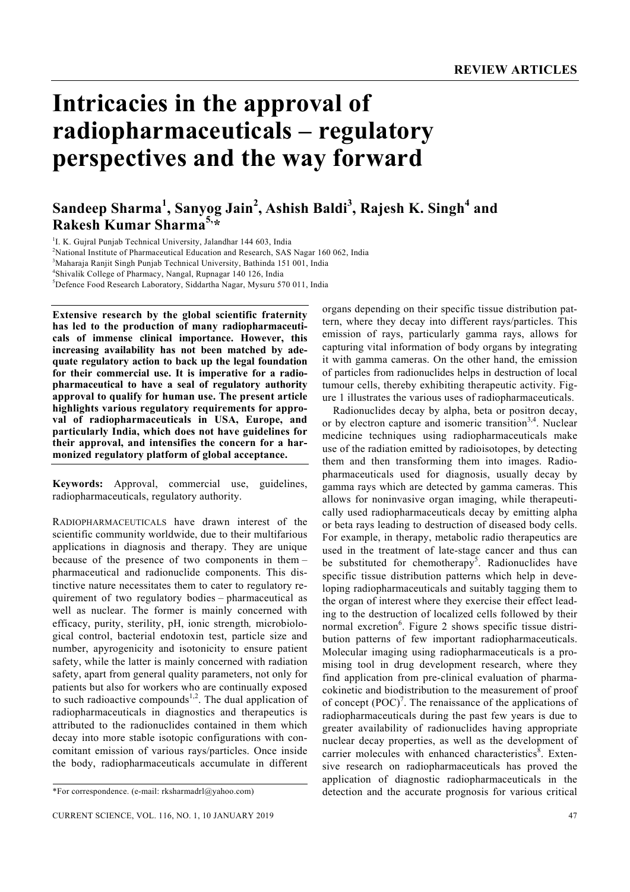# Intricacies in the approval of radiopharmaceuticals – regulatory perspectives and the way forward

**Sandeep Sharma[1], Sanyog Jain[2], Ashish Baldi[3], Rajesh K. Singh[4] and Rakesh Kumar Sharma[5,*]**

[1]I. K. Gujral Punjab Technical University, Jalandhar 144 603, India
[2]National Institute of Pharmaceutical Education and Research, SAS Nagar 160 062, India
[3]Maharaja Ranjit Singh Punjab Technical University, Bathinda 151 001, India
[4]Shivalik College of Pharmacy, Nangal, Rupnagar 140 126, India
[5]Defence Food Research Laboratory, Siddartha Nagar, Mysuru 570 011, India

**Extensive research by the global scientific fraternity has led to the production of many radiopharmaceuticals of immense clinical importance. However, this increasing availability has not been matched by adequate regulatory action to back up the legal foundation for their commercial use. It is imperative for a radiopharmaceutical to have a seal of regulatory authority approval to qualify for human use. The present article highlights various regulatory requirements for approval of radiopharmaceuticals in USA, Europe, and particularly India, which does not have guidelines for their approval, and intensifies the concern for a harmonized regulatory platform of global acceptance.**

**Keywords:** Approval, commercial use, guidelines, radiopharmaceuticals, regulatory authority.

RADIOPHARMACEUTICALS have drawn interest of the scientific community worldwide, due to their multifarious applications in diagnosis and therapy. They are unique because of the presence of two components in them – pharmaceutical and radionuclide components. This distinctive nature necessitates them to cater to regulatory requirement of two regulatory bodies – pharmaceutical as well as nuclear. The former is mainly concerned with efficacy, purity, sterility, pH, ionic strength, microbiological control, bacterial endotoxin test, particle size and number, apyrogenicity and isotonicity to ensure patient safety, while the latter is mainly concerned with radiation safety, apart from general quality parameters, not only for patients but also for workers who are continually exposed to such radioactive compounds[1,2]. The dual application of radiopharmaceuticals in diagnostics and therapeutics is attributed to the radionuclides contained in them which decay into more stable isotopic configurations with concomitant emission of various rays/particles. Once inside the body, radiopharmaceuticals accumulate in different organs depending on their specific tissue distribution pattern, where they decay into different rays/particles. This emission of rays, particularly gamma rays, allows for capturing vital information of body organs by integrating it with gamma cameras. On the other hand, the emission of particles from radionuclides helps in destruction of local tumour cells, thereby exhibiting therapeutic activity. Figure 1 illustrates the various uses of radiopharmaceuticals.

Radionuclides decay by alpha, beta or positron decay, or by electron capture and isomeric transition[3,4]. Nuclear medicine techniques using radiopharmaceuticals make use of the radiation emitted by radioisotopes, by detecting them and then transforming them into images. Radiopharmaceuticals used for diagnosis, usually decay by gamma rays which are detected by gamma cameras. This allows for noninvasive organ imaging, while therapeutically used radiopharmaceuticals decay by emitting alpha or beta rays leading to destruction of diseased body cells. For example, in therapy, metabolic radio therapeutics are used in the treatment of late-stage cancer and thus can be substituted for chemotherapy[5]. Radionuclides have specific tissue distribution patterns which help in developing radiopharmaceuticals and suitably tagging them to the organ of interest where they exercise their effect leading to the destruction of localized cells followed by their normal excretion[6]. Figure 2 shows specific tissue distribution patterns of few important radiopharmaceuticals. Molecular imaging using radiopharmaceuticals is a promising tool in drug development research, where they find application from pre-clinical evaluation of pharmacokinetic and biodistribution to the measurement of proof of concept (POC)[7]. The renaissance of the applications of radiopharmaceuticals during the past few years is due to greater availability of radionuclides having appropriate nuclear decay properties, as well as the development of carrier molecules with enhanced characteristics[8]. Extensive research on radiopharmaceuticals has proved the application of diagnostic radiopharmaceuticals in the detection and the accurate prognosis for various critical

*For correspondence. (e-mail: rksharmadrl@yahoo.com)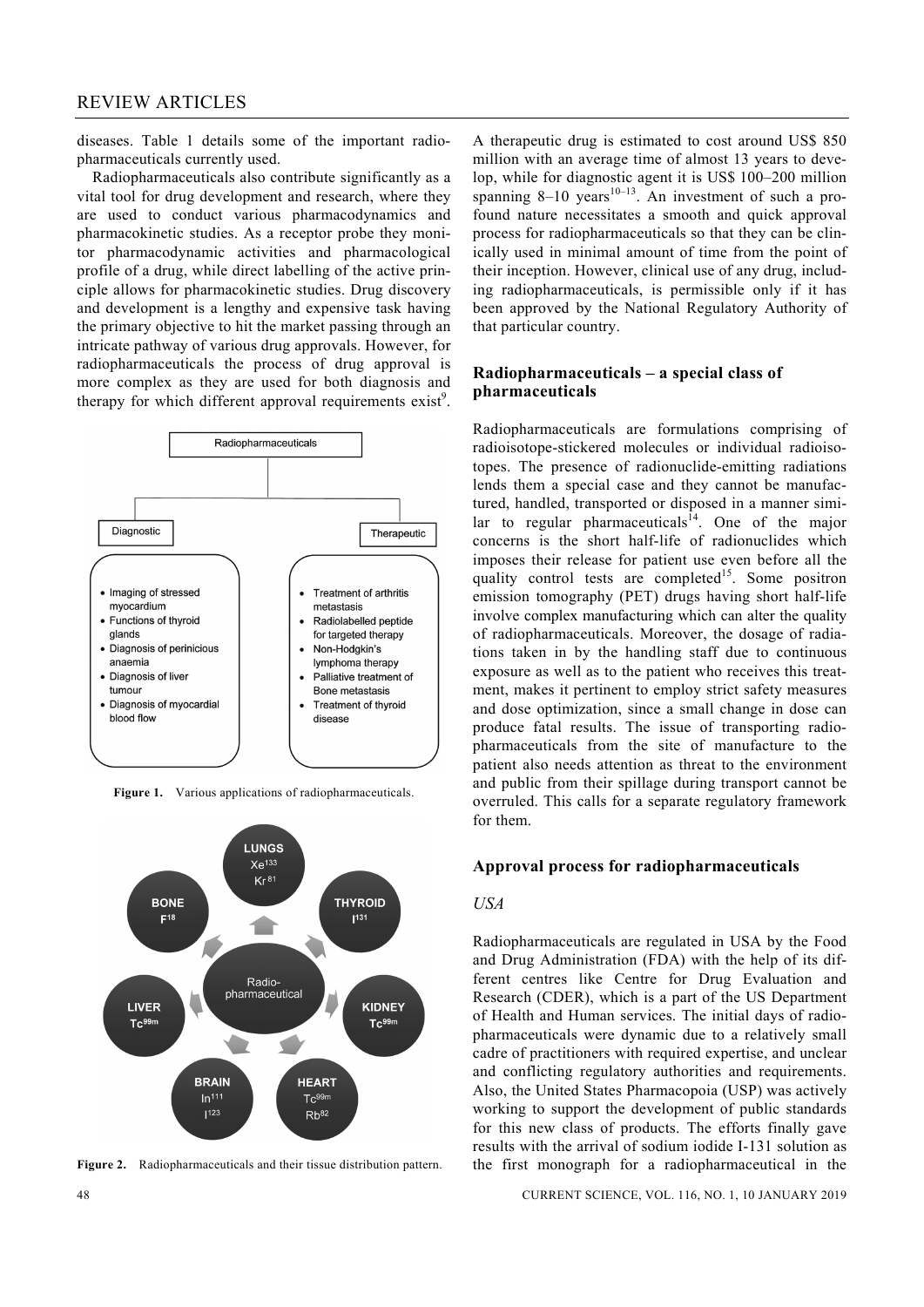diseases. Table 1 details some of the important radiopharmaceuticals currently used.

Radiopharmaceuticals also contribute significantly as a vital tool for drug development and research, where they are used to conduct various pharmacodynamics and pharmacokinetic studies. As a receptor probe they monitor pharmacodynamic activities and pharmacological profile of a drug, while direct labelling of the active principle allows for pharmacokinetic studies. Drug discovery and development is a lengthy and expensive task having the primary objective to hit the market passing through an intricate pathway of various drug approvals. However, for radiopharmaceuticals the process of drug approval is more complex as they are used for both diagnosis and therapy for which different approval requirements exist[9].

Figure 1. Various applications of radiopharmaceuticals.

Figure 2. Radiopharmaceuticals and their tissue distribution pattern.

A therapeutic drug is estimated to cost around US$ 850 million with an average time of almost 13 years to develop, while for diagnostic agent it is US$ 100–200 million spanning 8–10 years[10–13]. An investment of such a profound nature necessitates a smooth and quick approval process for radiopharmaceuticals so that they can be clinically used in minimal amount of time from the point of their inception. However, clinical use of any drug, including radiopharmaceuticals, is permissible only if it has been approved by the National Regulatory Authority of that particular country.

## Radiopharmaceuticals – a special class of pharmaceuticals

Radiopharmaceuticals are formulations comprising of radioisotope-stickered molecules or individual radioisotopes. The presence of radionuclide-emitting radiations lends them a special case and they cannot be manufactured, handled, transported or disposed in a manner similar to regular pharmaceuticals[14]. One of the major concerns is the short half-life of radionuclides which imposes their release for patient use even before all the quality control tests are completed[15]. Some positron emission tomography (PET) drugs having short half-life involve complex manufacturing which can alter the quality of radiopharmaceuticals. Moreover, the dosage of radiations taken in by the handling staff due to continuous exposure as well as to the patient who receives this treatment, makes it pertinent to employ strict safety measures and dose optimization, since a small change in dose can produce fatal results. The issue of transporting radiopharmaceuticals from the site of manufacture to the patient also needs attention as threat to the environment and public from their spillage during transport cannot be overruled. This calls for a separate regulatory framework for them.

## Approval process for radiopharmaceuticals

### *USA*

Radiopharmaceuticals are regulated in USA by the Food and Drug Administration (FDA) with the help of its different centres like Centre for Drug Evaluation and Research (CDER), which is a part of the US Department of Health and Human services. The initial days of radiopharmaceuticals were dynamic due to a relatively small cadre of practitioners with required expertise, and unclear and conflicting regulatory authorities and requirements. Also, the United States Pharmacopoia (USP) was actively working to support the development of public standards for this new class of products. The efforts finally gave results with the arrival of sodium iodide I-131 solution as the first monograph for a radiopharmaceutical in the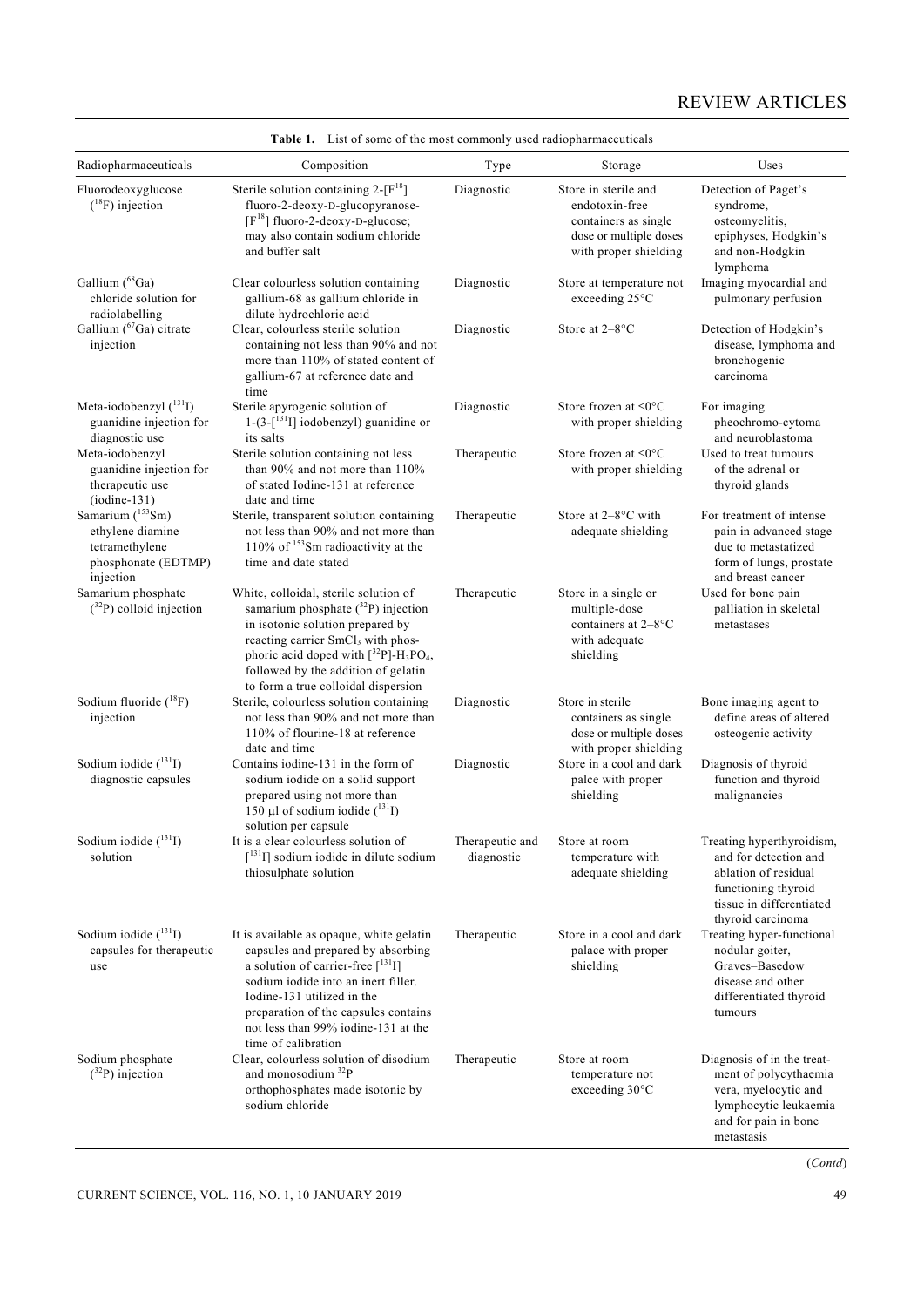**Table 1.** List of some of the most commonly used radiopharmaceuticals

| Radiopharmaceuticals | Composition | Type | Storage | Uses |
|---|---|---|---|---|
| Fluorodeoxyglucose ($^{18}$F) injection | Sterile solution containing 2-[F$^{18}$] fluoro-2-deoxy-D-glucopyranose-[F$^{18}$] fluoro-2-deoxy-D-glucose; may also contain sodium chloride and buffer salt | Diagnostic | Store in sterile and endotoxin-free containers as single dose or multiple doses with proper shielding | Detection of Paget's syndrome, osteomyelitis, epiphyses, Hodgkin's and non-Hodgkin lymphoma |
| Gallium ($^{68}$Ga) chloride solution for radiolabelling | Clear colourless solution containing gallium-68 as gallium chloride in dilute hydrochloric acid | Diagnostic | Store at temperature not exceeding 25°C | Imaging myocardial and pulmonary perfusion |
| Gallium ($^{67}$Ga) citrate injection | Clear, colourless sterile solution containing not less than 90% and not more than 110% of stated content of gallium-67 at reference date and time | Diagnostic | Store at 2–8°C | Detection of Hodgkin's disease, lymphoma and bronchogenic carcinoma |
| Meta-iodobenzyl ($^{131}$I) guanidine injection for diagnostic use | Sterile apyrogenic solution of 1-(3-[$^{131}$I] iodobenzyl) guanidine or its salts | Diagnostic | Store frozen at ≤0°C with proper shielding | For imaging pheochromo-cytoma and neuroblastoma |
| Meta-iodobenzyl guanidine injection for therapeutic use (iodine-131) | Sterile solution containing not less than 90% and not more than 110% of stated Iodine-131 at reference date and time | Therapeutic | Store frozen at ≤0°C with proper shielding | Used to treat tumours of the adrenal or thyroid glands |
| Samarium ($^{153}$Sm) ethylene diamine tetramethylene phosphonate (EDTMP) injection | Sterile, transparent solution containing not less than 90% and not more than 110% of $^{153}$Sm radioactivity at the time and date stated | Therapeutic | Store at 2–8°C with adequate shielding | For treatment of intense pain in advanced stage due to metastatized form of lungs, prostate and breast cancer |
| Samarium phosphate ($^{32}$P) colloid injection | White, colloidal, sterile solution of samarium phosphate ($^{32}$P) injection in isotonic solution prepared by reacting carrier $SmCl_3$ with phosphoric acid doped with [$^{32}$P]-$H_3PO_4$, followed by the addition of gelatin to form a true colloidal dispersion | Therapeutic | Store in a single or multiple-dose containers at 2–8°C with adequate shielding | Used for bone pain palliation in skeletal metastases |
| Sodium fluoride ($^{18}$F) injection | Sterile, colourless solution containing not less than 90% and not more than 110% of flourine-18 at reference date and time | Diagnostic | Store in sterile containers as single dose or multiple doses with proper shielding | Bone imaging agent to define areas of altered osteogenic activity |
| Sodium iodide ($^{131}$I) diagnostic capsules | Contains iodine-131 in the form of sodium iodide on a solid support prepared using not more than 150 μl of sodium iodide ($^{131}$I) solution per capsule | Diagnostic | Store in a cool and dark palce with proper shielding | Diagnosis of thyroid function and thyroid malignancies |
| Sodium iodide ($^{131}$I) solution | It is a clear colourless solution of [$^{131}$I] sodium iodide in dilute sodium thiosulphate solution | Therapeutic and diagnostic | Store at room temperature with adequate shielding | Treating hyperthyroidism, and for detection and ablation of residual functioning thyroid tissue in differentiated thyroid carcinoma |
| Sodium iodide ($^{131}$I) capsules for therapeutic use | It is available as opaque, white gelatin capsules and prepared by absorbing a solution of carrier-free [$^{131}$I] sodium iodide into an inert filler. Iodine-131 utilized in the preparation of the capsules contains not less than 99% iodine-131 at the time of calibration | Therapeutic | Store in a cool and dark palace with proper shielding | Treating hyper-functional nodular goiter, Graves–Basedow disease and other differentiated thyroid tumours |
| Sodium phosphate ($^{32}$P) injection | Clear, colourless solution of disodium and monosodium $^{32}$P orthophosphates made isotonic by sodium chloride | Therapeutic | Store at room temperature not exceeding 30°C | Diagnosis of in the treatment of polycythaemia vera, myelocytic and lymphocytic leukaemia and for pain in bone metastasis |

(*Contd*)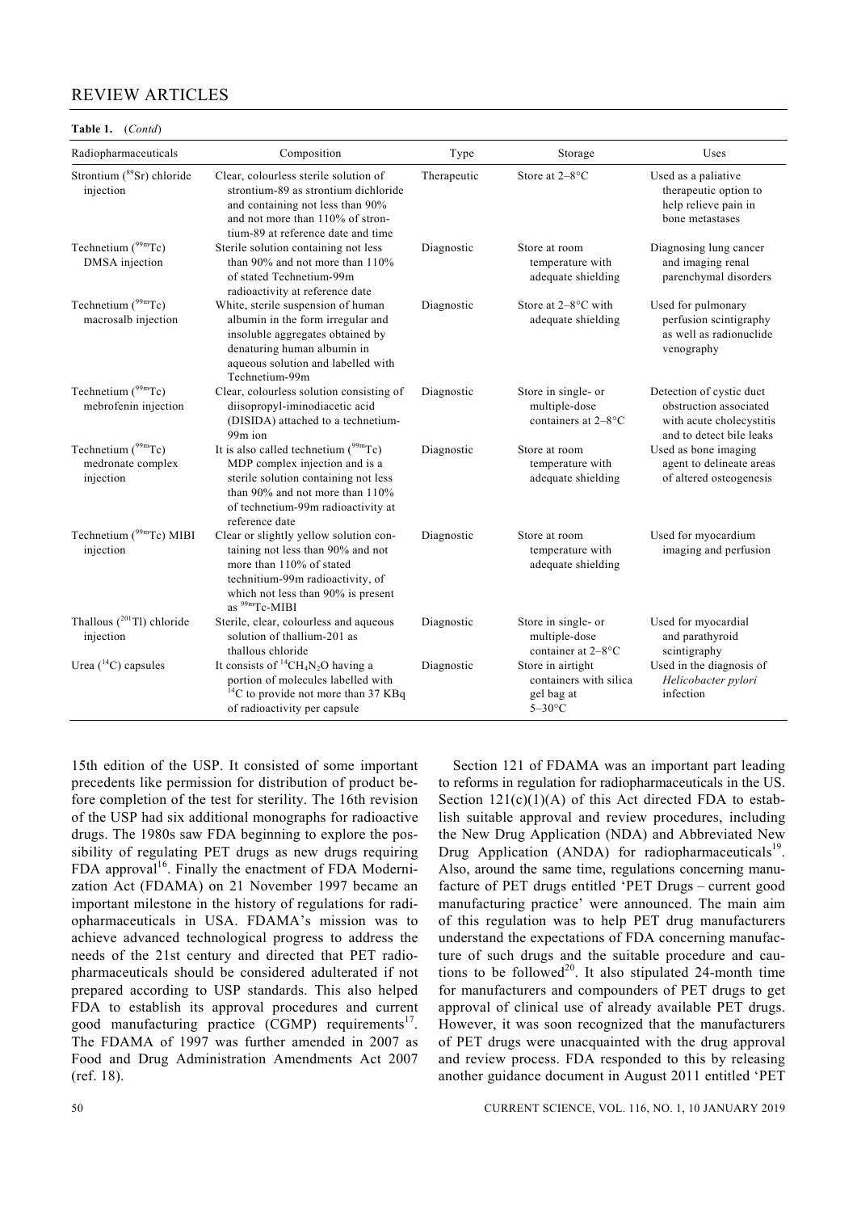**Table 1.** (*Contd*)

| Radiopharmaceuticals | Composition | Type | Storage | Uses |
|---|---|---|---|---|
| Strontium ($^{89}$Sr) chloride injection | Clear, colourless sterile solution of strontium-89 as strontium dichloride and containing not less than 90% and not more than 110% of strontium-89 at reference date and time | Therapeutic | Store at 2–8°C | Used as a paliative therapeutic option to help relieve pain in bone metastases |
| Technetium ($^{99m}$Tc) DMSA injection | Sterile solution containing not less than 90% and not more than 110% of stated Technetium-99m radioactivity at reference date | Diagnostic | Store at room temperature with adequate shielding | Diagnosing lung cancer and imaging renal parenchymal disorders |
| Technetium ($^{99m}$Tc) macrosalb injection | White, sterile suspension of human albumin in the form irregular and insoluble aggregates obtained by denaturing human albumin in aqueous solution and labelled with Technetium-99m | Diagnostic | Store at 2–8°C with adequate shielding | Used for pulmonary perfusion scintigraphy as well as radionuclide venography |
| Technetium ($^{99m}$Tc) mebrofenin injection | Clear, colourless solution consisting of diisopropyl-iminodiacetic acid (DISIDA) attached to a technetium-99m ion | Diagnostic | Store in single- or multiple-dose containers at 2–8°C | Detection of cystic duct obstruction associated with acute cholecystitis and to detect bile leaks |
| Technetium ($^{99m}$Tc) medronate complex injection | It is also called technetium ($^{99m}$Tc) MDP complex injection and is a sterile solution containing not less than 90% and not more than 110% of technetium-99m radioactivity at reference date | Diagnostic | Store at room temperature with adequate shielding | Used as bone imaging agent to delineate areas of altered osteogenesis |
| Technetium ($^{99m}$Tc) MIBI injection | Clear or slightly yellow solution containing not less than 90% and not more than 110% of stated technitium-99m radioactivity, of which not less than 90% is present as $^{99m}$Tc-MIBI | Diagnostic | Store at room temperature with adequate shielding | Used for myocardium imaging and perfusion |
| Thallous ($^{201}$Tl) chloride injection | Sterile, clear, colourless and aqueous solution of thallium-201 as thallous chloride | Diagnostic | Store in single- or multiple-dose container at 2–8°C | Used for myocardial and parathyroid scintigraphy |
| Urea ($^{14}$C) capsules | It consists of $^{14}CH_4N_2O$ having a portion of molecules labelled with $^{14}$C to provide not more than 37 KBq of radioactivity per capsule | Diagnostic | Store in airtight containers with silica gel bag at 5–30°C | Used in the diagnosis of *Helicobacter pylori* infection |

15th edition of the USP. It consisted of some important precedents like permission for distribution of product before completion of the test for sterility. The 16th revision of the USP had six additional monographs for radioactive drugs. The 1980s saw FDA beginning to explore the possibility of regulating PET drugs as new drugs requiring FDA approval[16]. Finally the enactment of FDA Modernization Act (FDAMA) on 21 November 1997 became an important milestone in the history of regulations for radiopharmaceuticals in USA. FDAMA's mission was to achieve advanced technological progress to address the needs of the 21st century and directed that PET radiopharmaceuticals should be considered adulterated if not prepared according to USP standards. This also helped FDA to establish its approval procedures and current good manufacturing practice (CGMP) requirements[17]. The FDAMA of 1997 was further amended in 2007 as Food and Drug Administration Amendments Act 2007 (ref. 18).

Section 121 of FDAMA was an important part leading to reforms in regulation for radiopharmaceuticals in the US. Section 121(c)(1)(A) of this Act directed FDA to establish suitable approval and review procedures, including the New Drug Application (NDA) and Abbreviated New Drug Application (ANDA) for radiopharmaceuticals[19]. Also, around the same time, regulations concerning manufacture of PET drugs entitled 'PET Drugs – current good manufacturing practice' were announced. The main aim of this regulation was to help PET drug manufacturers understand the expectations of FDA concerning manufacture of such drugs and the suitable procedure and cautions to be followed[20]. It also stipulated 24-month time for manufacturers and compounders of PET drugs to get approval of clinical use of already available PET drugs. However, it was soon recognized that the manufacturers of PET drugs were unacquainted with the drug approval and review process. FDA responded to this by releasing another guidance document in August 2011 entitled 'PET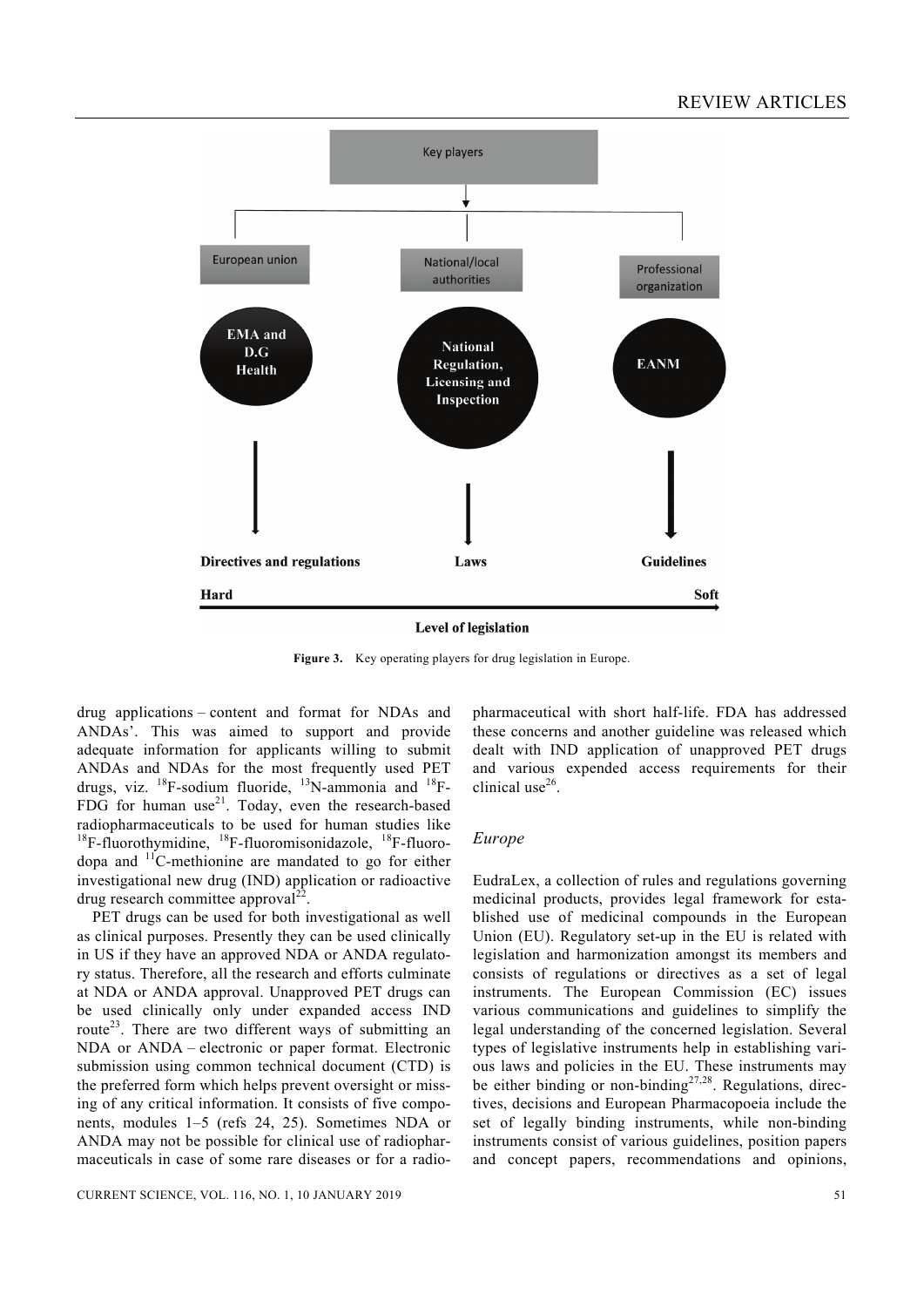Key players

European union | National/local authorities | Professional organization

EMA and D.G Health | National Regulation, Licensing and Inspection | EANM

Directives and regulations | Laws | Guidelines

Hard — Soft

Level of legislation

**Figure 3.** Key operating players for drug legislation in Europe.

drug applications – content and format for NDAs and ANDAs'. This was aimed to support and provide adequate information for applicants willing to submit ANDAs and NDAs for the most frequently used PET drugs, viz. $^{18}$F-sodium fluoride, $^{13}$N-ammonia and $^{18}$F-FDG for human use[21]. Today, even the research-based radiopharmaceuticals to be used for human studies like $^{18}$F-fluorothymidine, $^{18}$F-fluoromisonidazole, $^{18}$F-fluorodopa and $^{11}$C-methionine are mandated to go for either investigational new drug (IND) application or radioactive drug research committee approval[22].

PET drugs can be used for both investigational as well as clinical purposes. Presently they can be used clinically in US if they have an approved NDA or ANDA regulatory status. Therefore, all the research and efforts culminate at NDA or ANDA approval. Unapproved PET drugs can be used clinically only under expanded access IND route[23]. There are two different ways of submitting an NDA or ANDA – electronic or paper format. Electronic submission using common technical document (CTD) is the preferred form which helps prevent oversight or missing of any critical information. It consists of five components, modules 1–5 (refs 24, 25). Sometimes NDA or ANDA may not be possible for clinical use of radiopharmaceuticals in case of some rare diseases or for a radiopharmaceutical with short half-life. FDA has addressed these concerns and another guideline was released which dealt with IND application of unapproved PET drugs and various expended access requirements for their clinical use[26].

## *Europe*

EudraLex, a collection of rules and regulations governing medicinal products, provides legal framework for established use of medicinal compounds in the European Union (EU). Regulatory set-up in the EU is related with legislation and harmonization amongst its members and consists of regulations or directives as a set of legal instruments. The European Commission (EC) issues various communications and guidelines to simplify the legal understanding of the concerned legislation. Several types of legislative instruments help in establishing various laws and policies in the EU. These instruments may be either binding or non-binding[27,28]. Regulations, directives, decisions and European Pharmacopoeia include the set of legally binding instruments, while non-binding instruments consist of various guidelines, position papers and concept papers, recommendations and opinions,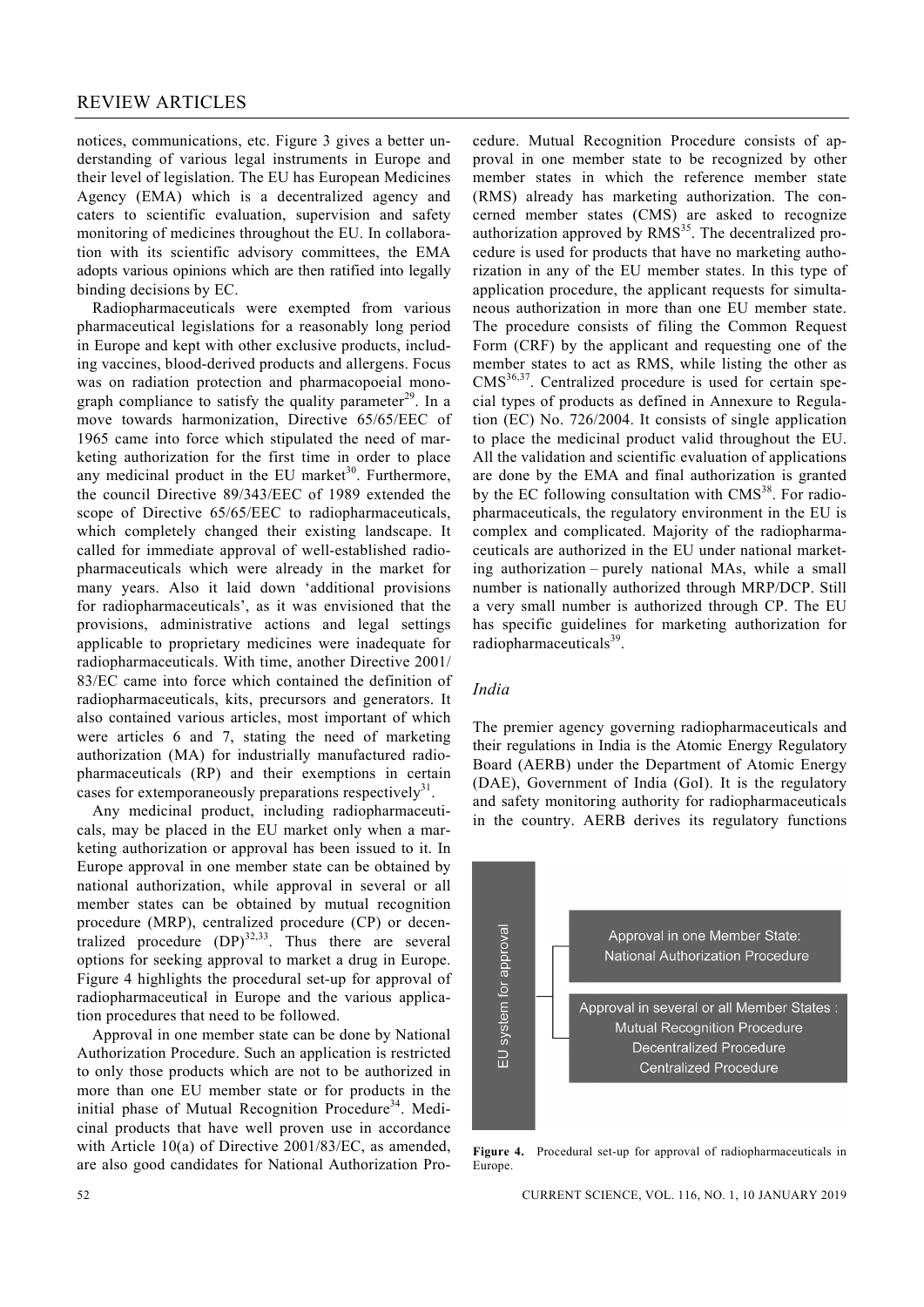notices, communications, etc. Figure 3 gives a better understanding of various legal instruments in Europe and their level of legislation. The EU has European Medicines Agency (EMA) which is a decentralized agency and caters to scientific evaluation, supervision and safety monitoring of medicines throughout the EU. In collaboration with its scientific advisory committees, the EMA adopts various opinions which are then ratified into legally binding decisions by EC.

Radiopharmaceuticals were exempted from various pharmaceutical legislations for a reasonably long period in Europe and kept with other exclusive products, including vaccines, blood-derived products and allergens. Focus was on radiation protection and pharmacopoeial monograph compliance to satisfy the quality parameter[29]. In a move towards harmonization, Directive 65/65/EEC of 1965 came into force which stipulated the need of marketing authorization for the first time in order to place any medicinal product in the EU market[30]. Furthermore, the council Directive 89/343/EEC of 1989 extended the scope of Directive 65/65/EEC to radiopharmaceuticals, which completely changed their existing landscape. It called for immediate approval of well-established radiopharmaceuticals which were already in the market for many years. Also it laid down 'additional provisions for radiopharmaceuticals', as it was envisioned that the provisions, administrative actions and legal settings applicable to proprietary medicines were inadequate for radiopharmaceuticals. With time, another Directive 2001/83/EC came into force which contained the definition of radiopharmaceuticals, kits, precursors and generators. It also contained various articles, most important of which were articles 6 and 7, stating the need of marketing authorization (MA) for industrially manufactured radiopharmaceuticals (RP) and their exemptions in certain cases for extemporaneously preparations respectively[31].

Any medicinal product, including radiopharmaceuticals, may be placed in the EU market only when a marketing authorization or approval has been issued to it. In Europe approval in one member state can be obtained by national authorization, while approval in several or all member states can be obtained by mutual recognition procedure (MRP), centralized procedure (CP) or decentralized procedure (DP)[32,33]. Thus there are several options for seeking approval to market a drug in Europe. Figure 4 highlights the procedural set-up for approval of radiopharmaceutical in Europe and the various application procedures that need to be followed.

Approval in one member state can be done by National Authorization Procedure. Such an application is restricted to only those products which are not to be authorized in more than one EU member state or for products in the initial phase of Mutual Recognition Procedure[34]. Medicinal products that have well proven use in accordance with Article 10(a) of Directive 2001/83/EC, as amended, are also good candidates for National Authorization Procedure. Mutual Recognition Procedure consists of approval in one member state to be recognized by other member states in which the reference member state (RMS) already has marketing authorization. The concerned member states (CMS) are asked to recognize authorization approved by RMS[35]. The decentralized procedure is used for products that have no marketing authorization in any of the EU member states. In this type of application procedure, the applicant requests for simultaneous authorization in more than one EU member state. The procedure consists of filing the Common Request Form (CRF) by the applicant and requesting one of the member states to act as RMS, while listing the other as CMS[36,37]. Centralized procedure is used for certain special types of products as defined in Annexure to Regulation (EC) No. 726/2004. It consists of single application to place the medicinal product valid throughout the EU. All the validation and scientific evaluation of applications are done by the EMA and final authorization is granted by the EC following consultation with CMS[38]. For radiopharmaceuticals, the regulatory environment in the EU is complex and complicated. Majority of the radiopharmaceuticals are authorized in the EU under national marketing authorization – purely national MAs, while a small number is nationally authorized through MRP/DCP. Still a very small number is authorized through CP. The EU has specific guidelines for marketing authorization for radiopharmaceuticals[39].

*India*

The premier agency governing radiopharmaceuticals and their regulations in India is the Atomic Energy Regulatory Board (AERB) under the Department of Atomic Energy (DAE), Government of India (GoI). It is the regulatory and safety monitoring authority for radiopharmaceuticals in the country. AERB derives its regulatory functions

EU system for approval

- Approval in one Member State: National Authorization Procedure
- Approval in several or all Member States : Mutual Recognition Procedure, Decentralized Procedure, Centralized Procedure

**Figure 4.** Procedural set-up for approval of radiopharmaceuticals in Europe.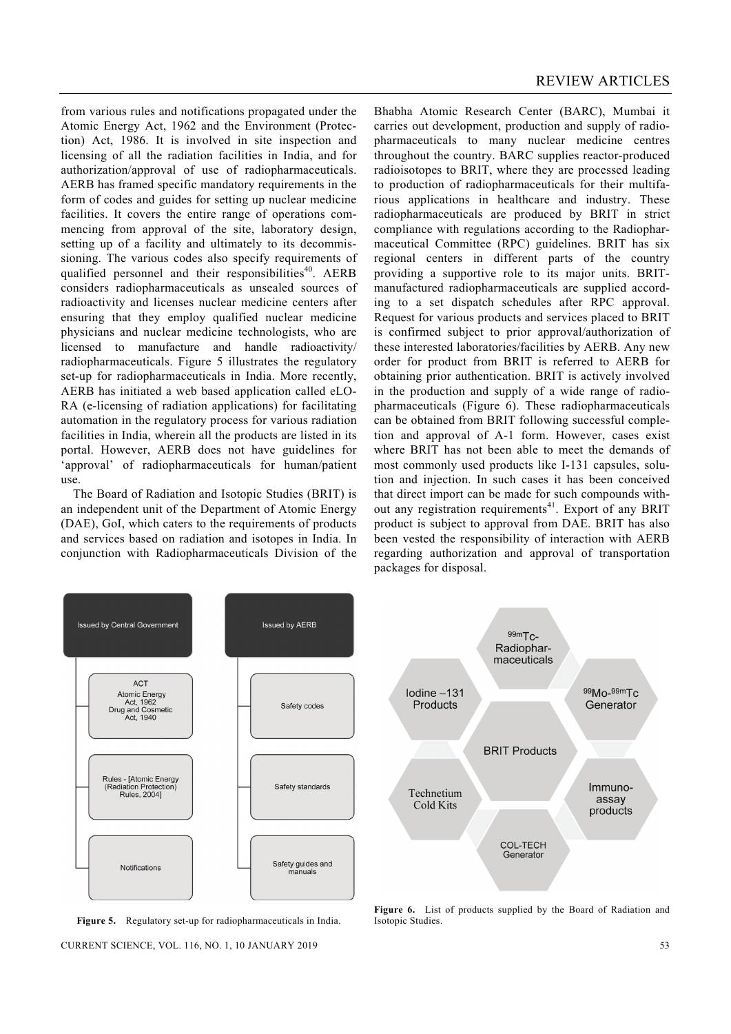from various rules and notifications propagated under the Atomic Energy Act, 1962 and the Environment (Protection) Act, 1986. It is involved in site inspection and licensing of all the radiation facilities in India, and for authorization/approval of use of radiopharmaceuticals. AERB has framed specific mandatory requirements in the form of codes and guides for setting up nuclear medicine facilities. It covers the entire range of operations commencing from approval of the site, laboratory design, setting up of a facility and ultimately to its decommissioning. The various codes also specify requirements of qualified personnel and their responsibilities[40]. AERB considers radiopharmaceuticals as unsealed sources of radioactivity and licenses nuclear medicine centers after ensuring that they employ qualified nuclear medicine physicians and nuclear medicine technologists, who are licensed to manufacture and handle radioactivity/radiopharmaceuticals. Figure 5 illustrates the regulatory set-up for radiopharmaceuticals in India. More recently, AERB has initiated a web based application called eLORA (e-licensing of radiation applications) for facilitating automation in the regulatory process for various radiation facilities in India, wherein all the products are listed in its portal. However, AERB does not have guidelines for 'approval' of radiopharmaceuticals for human/patient use.

The Board of Radiation and Isotopic Studies (BRIT) is an independent unit of the Department of Atomic Energy (DAE), GoI, which caters to the requirements of products and services based on radiation and isotopes in India. In conjunction with Radiopharmaceuticals Division of the Bhabha Atomic Research Center (BARC), Mumbai it carries out development, production and supply of radiopharmaceuticals to many nuclear medicine centres throughout the country. BARC supplies reactor-produced radioisotopes to BRIT, where they are processed leading to production of radiopharmaceuticals for their multifarious applications in healthcare and industry. These radiopharmaceuticals are produced by BRIT in strict compliance with regulations according to the Radiopharmaceutical Committee (RPC) guidelines. BRIT has six regional centers in different parts of the country providing a supportive role to its major units. BRIT-manufactured radiopharmaceuticals are supplied according to a set dispatch schedules after RPC approval. Request for various products and services placed to BRIT is confirmed subject to prior approval/authorization of these interested laboratories/facilities by AERB. Any new order for product from BRIT is referred to AERB for obtaining prior authentication. BRIT is actively involved in the production and supply of a wide range of radiopharmaceuticals (Figure 6). These radiopharmaceuticals can be obtained from BRIT following successful completion and approval of A-1 form. However, cases exist where BRIT has not been able to meet the demands of most commonly used products like I-131 capsules, solution and injection. In such cases it has been conceived that direct import can be made for such compounds without any registration requirements[41]. Export of any BRIT product is subject to approval from DAE. BRIT has also been vested the responsibility of interaction with AERB regarding authorization and approval of transportation packages for disposal.

Issued by Central Government
- ACT: Atomic Energy Act, 1962; Drug and Cosmetic Act, 1940
- Rules - [Atomic Energy (Radiation Protection) Rules, 2004]
- Notifications

Issued by AERB
- Safety codes
- Safety standards
- Safety guides and manuals

**Figure 5.** Regulatory set-up for radiopharmaceuticals in India.

BRIT Products: $^{99m}Tc$-Radiopharmaceuticals; $^{99}Mo$-$^{99m}Tc$ Generator; Immuno-assay products; COL-TECH Generator; Technetium Cold Kits; Iodine –131 Products

**Figure 6.** List of products supplied by the Board of Radiation and Isotopic Studies.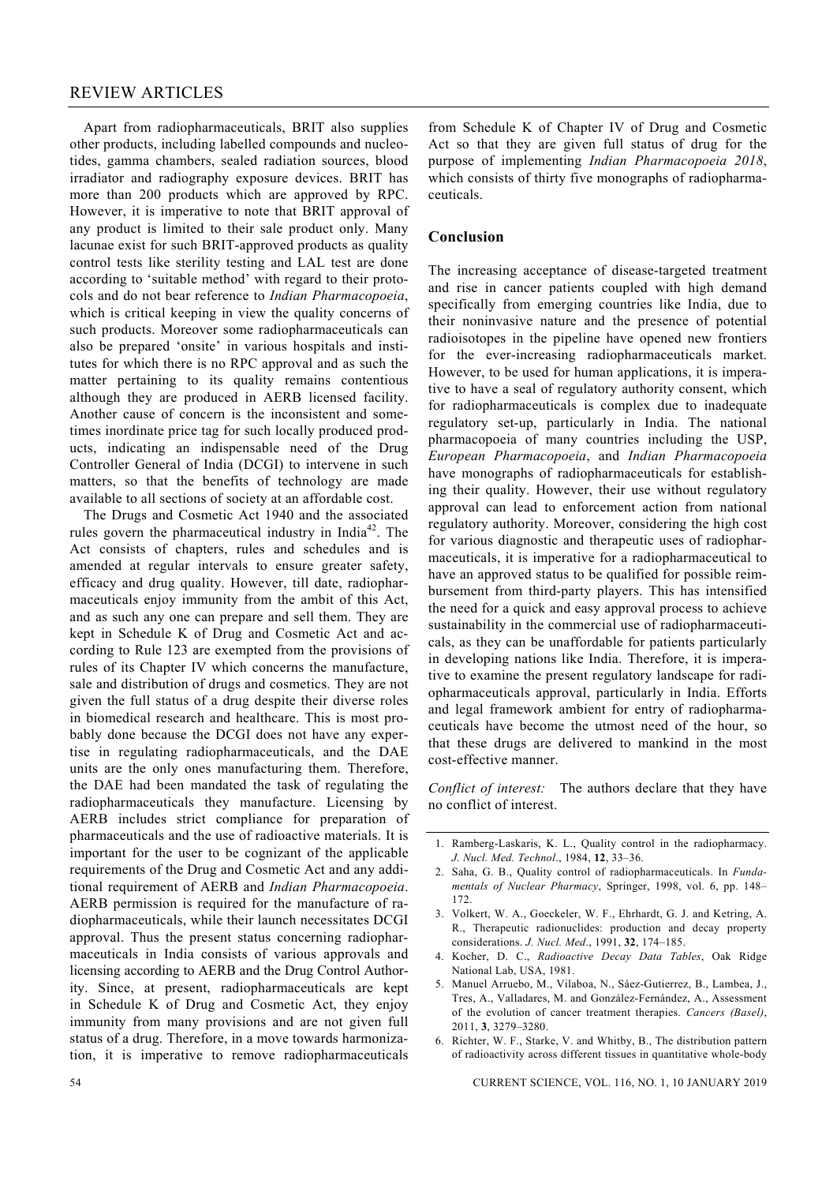Apart from radiopharmaceuticals, BRIT also supplies other products, including labelled compounds and nucleotides, gamma chambers, sealed radiation sources, blood irradiator and radiography exposure devices. BRIT has more than 200 products which are approved by RPC. However, it is imperative to note that BRIT approval of any product is limited to their sale product only. Many lacunae exist for such BRIT-approved products as quality control tests like sterility testing and LAL test are done according to 'suitable method' with regard to their protocols and do not bear reference to *Indian Pharmacopoeia*, which is critical keeping in view the quality concerns of such products. Moreover some radiopharmaceuticals can also be prepared 'onsite' in various hospitals and institutes for which there is no RPC approval and as such the matter pertaining to its quality remains contentious although they are produced in AERB licensed facility. Another cause of concern is the inconsistent and sometimes inordinate price tag for such locally produced products, indicating an indispensable need of the Drug Controller General of India (DCGI) to intervene in such matters, so that the benefits of technology are made available to all sections of society at an affordable cost.

The Drugs and Cosmetic Act 1940 and the associated rules govern the pharmaceutical industry in India[42]. The Act consists of chapters, rules and schedules and is amended at regular intervals to ensure greater safety, efficacy and drug quality. However, till date, radiopharmaceuticals enjoy immunity from the ambit of this Act, and as such any one can prepare and sell them. They are kept in Schedule K of Drug and Cosmetic Act and according to Rule 123 are exempted from the provisions of rules of its Chapter IV which concerns the manufacture, sale and distribution of drugs and cosmetics. They are not given the full status of a drug despite their diverse roles in biomedical research and healthcare. This is most probably done because the DCGI does not have any expertise in regulating radiopharmaceuticals, and the DAE units are the only ones manufacturing them. Therefore, the DAE had been mandated the task of regulating the radiopharmaceuticals they manufacture. Licensing by AERB includes strict compliance for preparation of pharmaceuticals and the use of radioactive materials. It is important for the user to be cognizant of the applicable requirements of the Drug and Cosmetic Act and any additional requirement of AERB and *Indian Pharmacopoeia*. AERB permission is required for the manufacture of radiopharmaceuticals, while their launch necessitates DCGI approval. Thus the present status concerning radiopharmaceuticals in India consists of various approvals and licensing according to AERB and the Drug Control Authority. Since, at present, radiopharmaceuticals are kept in Schedule K of Drug and Cosmetic Act, they enjoy immunity from many provisions and are not given full status of a drug. Therefore, in a move towards harmonization, it is imperative to remove radiopharmaceuticals from Schedule K of Chapter IV of Drug and Cosmetic Act so that they are given full status of drug for the purpose of implementing *Indian Pharmacopoeia 2018*, which consists of thirty five monographs of radiopharmaceuticals.

## Conclusion

The increasing acceptance of disease-targeted treatment and rise in cancer patients coupled with high demand specifically from emerging countries like India, due to their noninvasive nature and the presence of potential radioisotopes in the pipeline have opened new frontiers for the ever-increasing radiopharmaceuticals market. However, to be used for human applications, it is imperative to have a seal of regulatory authority consent, which for radiopharmaceuticals is complex due to inadequate regulatory set-up, particularly in India. The national pharmacopoeia of many countries including the USP, *European Pharmacopoeia*, and *Indian Pharmacopoeia* have monographs of radiopharmaceuticals for establishing their quality. However, their use without regulatory approval can lead to enforcement action from national regulatory authority. Moreover, considering the high cost for various diagnostic and therapeutic uses of radiopharmaceuticals, it is imperative for a radiopharmaceutical to have an approved status to be qualified for possible reimbursement from third-party players. This has intensified the need for a quick and easy approval process to achieve sustainability in the commercial use of radiopharmaceuticals, as they can be unaffordable for patients particularly in developing nations like India. Therefore, it is imperative to examine the present regulatory landscape for radiopharmaceuticals approval, particularly in India. Efforts and legal framework ambient for entry of radiopharmaceuticals have become the utmost need of the hour, so that these drugs are delivered to mankind in the most cost-effective manner.

*Conflict of interest:* The authors declare that they have no conflict of interest.

1. Ramberg-Laskaris, K. L., Quality control in the radiopharmacy. *J. Nucl. Med. Technol*., 1984, **12**, 33–36.
2. Saha, G. B., Quality control of radiopharmaceuticals. In *Fundamentals of Nuclear Pharmacy*, Springer, 1998, vol. 6, pp. 148–172.
3. Volkert, W. A., Goeckeler, W. F., Ehrhardt, G. J. and Ketring, A. R., Therapeutic radionuclides: production and decay property considerations. *J. Nucl. Med*., 1991, **32**, 174–185.
4. Kocher, D. C., *Radioactive Decay Data Tables*, Oak Ridge National Lab, USA, 1981.
5. Manuel Arruebo, M., Vilaboa, N., Sáez-Gutierrez, B., Lambea, J., Tres, A., Valladares, M. and González-Fernández, A., Assessment of the evolution of cancer treatment therapies. *Cancers (Basel)*, 2011, **3**, 3279–3280.
6. Richter, W. F., Starke, V. and Whitby, B., The distribution pattern of radioactivity across different tissues in quantitative whole-body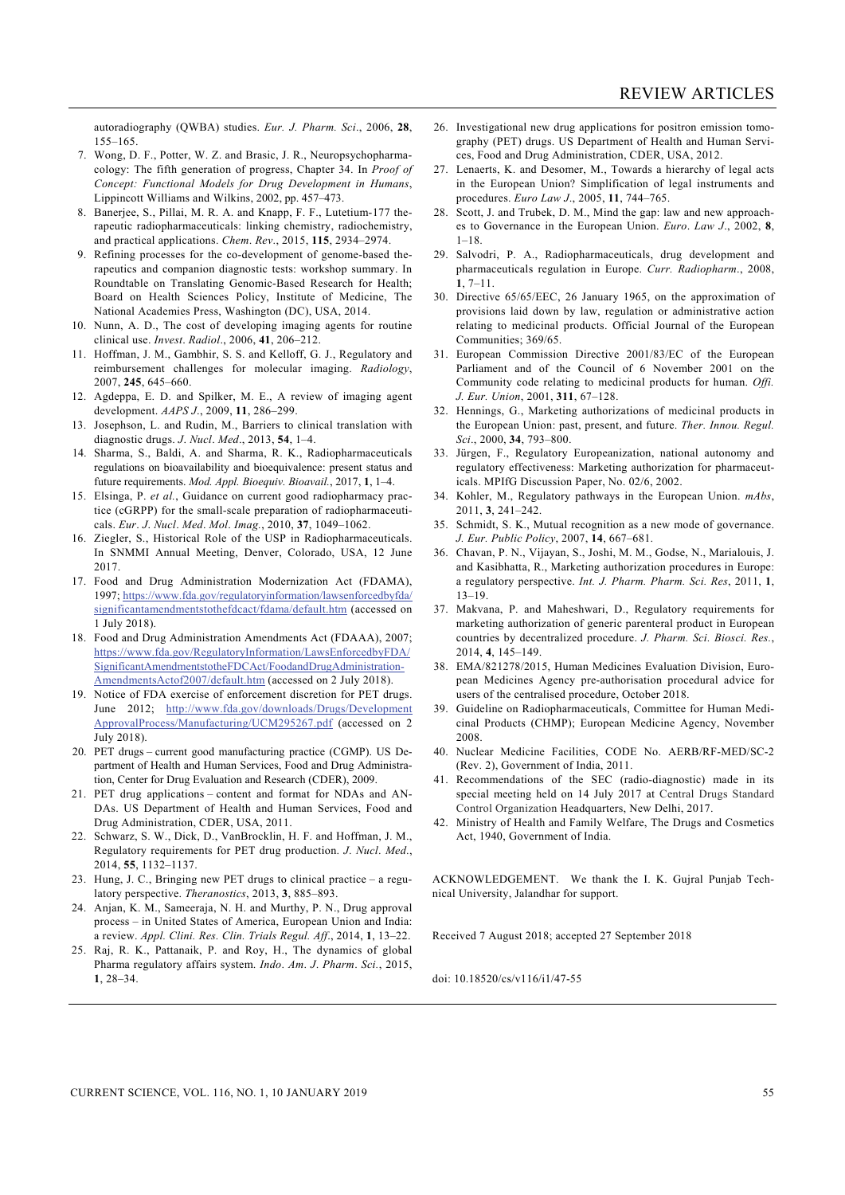autoradiography (QWBA) studies. *Eur. J. Pharm. Sci*., 2006, **28**, 155–165.

7. Wong, D. F., Potter, W. Z. and Brasic, J. R., Neuropsychopharmacology: The fifth generation of progress, Chapter 34. In *Proof of Concept: Functional Models for Drug Development in Humans*, Lippincott Williams and Wilkins, 2002, pp. 457–473.
8. Banerjee, S., Pillai, M. R. A. and Knapp, F. F., Lutetium-177 therapeutic radiopharmaceuticals: linking chemistry, radiochemistry, and practical applications. *Chem*. *Rev*., 2015, **115**, 2934–2974.
9. Refining processes for the co-development of genome-based therapeutics and companion diagnostic tests: workshop summary. In Roundtable on Translating Genomic-Based Research for Health; Board on Health Sciences Policy, Institute of Medicine, The National Academies Press, Washington (DC), USA, 2014.
10. Nunn, A. D., The cost of developing imaging agents for routine clinical use. *Invest*. *Radiol*., 2006, **41**, 206–212.
11. Hoffman, J. M., Gambhir, S. S. and Kelloff, G. J., Regulatory and reimbursement challenges for molecular imaging. *Radiology*, 2007, **245**, 645–660.
12. Agdeppa, E. D. and Spilker, M. E., A review of imaging agent development. *AAPS J*., 2009, **11**, 286–299.
13. Josephson, L. and Rudin, M., Barriers to clinical translation with diagnostic drugs. *J*. *Nucl*. *Med*., 2013, **54**, 1–4.
14. Sharma, S., Baldi, A. and Sharma, R. K., Radiopharmaceuticals regulations on bioavailability and bioequivalence: present status and future requirements. *Mod. Appl. Bioequiv. Bioavail.*, 2017, **1**, 1–4.
15. Elsinga, P. *et al.*, Guidance on current good radiopharmacy practice (cGRPP) for the small-scale preparation of radiopharmaceuticals. *Eur*. *J*. *Nucl*. *Med*. *Mol*. *Imag*., 2010, **37**, 1049–1062.
16. Ziegler, S., Historical Role of the USP in Radiopharmaceuticals. In SNMMI Annual Meeting, Denver, Colorado, USA, 12 June 2017.
17. Food and Drug Administration Modernization Act (FDAMA), 1997; https://www.fda.gov/regulatoryinformation/lawsenforcedbyfda/significantamendmentstothefdcact/fdama/default.htm (accessed on 1 July 2018).
18. Food and Drug Administration Amendments Act (FDAAA), 2007; https://www.fda.gov/RegulatoryInformation/LawsEnforcedbyFDA/SignificantAmendmentstotheFDCAct/FoodandDrugAdministrationAmendmentsActof2007/default.htm (accessed on 2 July 2018).
19. Notice of FDA exercise of enforcement discretion for PET drugs. June 2012; http://www.fda.gov/downloads/Drugs/DevelopmentApprovalProcess/Manufacturing/UCM295267.pdf (accessed on 2 July 2018).
20. PET drugs – current good manufacturing practice (CGMP). US Department of Health and Human Services, Food and Drug Administration, Center for Drug Evaluation and Research (CDER), 2009.
21. PET drug applications – content and format for NDAs and ANDAs. US Department of Health and Human Services, Food and Drug Administration, CDER, USA, 2011.
22. Schwarz, S. W., Dick, D., VanBrocklin, H. F. and Hoffman, J. M., Regulatory requirements for PET drug production. *J*. *Nucl*. *Med*., 2014, **55**, 1132–1137.
23. Hung, J. C., Bringing new PET drugs to clinical practice – a regulatory perspective. *Theranostics*, 2013, **3**, 885–893.
24. Anjan, K. M., Sameeraja, N. H. and Murthy, P. N., Drug approval process – in United States of America, European Union and India: a review. *Appl. Clini. Res. Clin. Trials Regul. Aff*., 2014, **1**, 13–22.
25. Raj, R. K., Pattanaik, P. and Roy, H., The dynamics of global Pharma regulatory affairs system. *Indo*. *Am*. *J*. *Pharm*. *Sci*., 2015, **1**, 28–34.
26. Investigational new drug applications for positron emission tomography (PET) drugs. US Department of Health and Human Services, Food and Drug Administration, CDER, USA, 2012.
27. Lenaerts, K. and Desomer, M., Towards a hierarchy of legal acts in the European Union? Simplification of legal instruments and procedures. *Euro Law J*., 2005, **11**, 744–765.
28. Scott, J. and Trubek, D. M., Mind the gap: law and new approaches to Governance in the European Union. *Euro*. *Law J*., 2002, **8**, 1–18.
29. Salvodri, P. A., Radiopharmaceuticals, drug development and pharmaceuticals regulation in Europe. *Curr. Radiopharm*., 2008, **1**, 7–11.
30. Directive 65/65/EEC, 26 January 1965, on the approximation of provisions laid down by law, regulation or administrative action relating to medicinal products. Official Journal of the European Communities; 369/65.
31. European Commission Directive 2001/83/EC of the European Parliament and of the Council of 6 November 2001 on the Community code relating to medicinal products for human. *Offi. J. Eur. Union*, 2001, **311**, 67–128.
32. Hennings, G., Marketing authorizations of medicinal products in the European Union: past, present, and future. *Ther. Innou. Regul. Sci*., 2000, **34**, 793–800.
33. Jürgen, F., Regulatory Europeanization, national autonomy and regulatory effectiveness: Marketing authorization for pharmaceuticals. MPIfG Discussion Paper, No. 02/6, 2002.
34. Kohler, M., Regulatory pathways in the European Union. *mAbs*, 2011, **3**, 241–242.
35. Schmidt, S. K., Mutual recognition as a new mode of governance. *J. Eur. Public Policy*, 2007, **14**, 667–681.
36. Chavan, P. N., Vijayan, S., Joshi, M. M., Godse, N., Marialouis, J. and Kasibhatta, R., Marketing authorization procedures in Europe: a regulatory perspective. *Int. J. Pharm. Pharm. Sci. Res*, 2011, **1**, 13–19.
37. Makvana, P. and Maheshwari, D., Regulatory requirements for marketing authorization of generic parenteral product in European countries by decentralized procedure. *J. Pharm. Sci. Biosci. Res.*, 2014, **4**, 145–149.
38. EMA/821278/2015, Human Medicines Evaluation Division, European Medicines Agency pre-authorisation procedural advice for users of the centralised procedure, October 2018.
39. Guideline on Radiopharmaceuticals, Committee for Human Medicinal Products (CHMP); European Medicine Agency, November 2008.
40. Nuclear Medicine Facilities, CODE No. AERB/RF-MED/SC-2 (Rev. 2), Government of India, 2011.
41. Recommendations of the SEC (radio-diagnostic) made in its special meeting held on 14 July 2017 at Central Drugs Standard Control Organization Headquarters, New Delhi, 2017.
42. Ministry of Health and Family Welfare, The Drugs and Cosmetics Act, 1940, Government of India.

ACKNOWLEDGEMENT. We thank the I. K. Gujral Punjab Technical University, Jalandhar for support.

Received 7 August 2018; accepted 27 September 2018

doi: 10.18520/cs/v116/i1/47-55